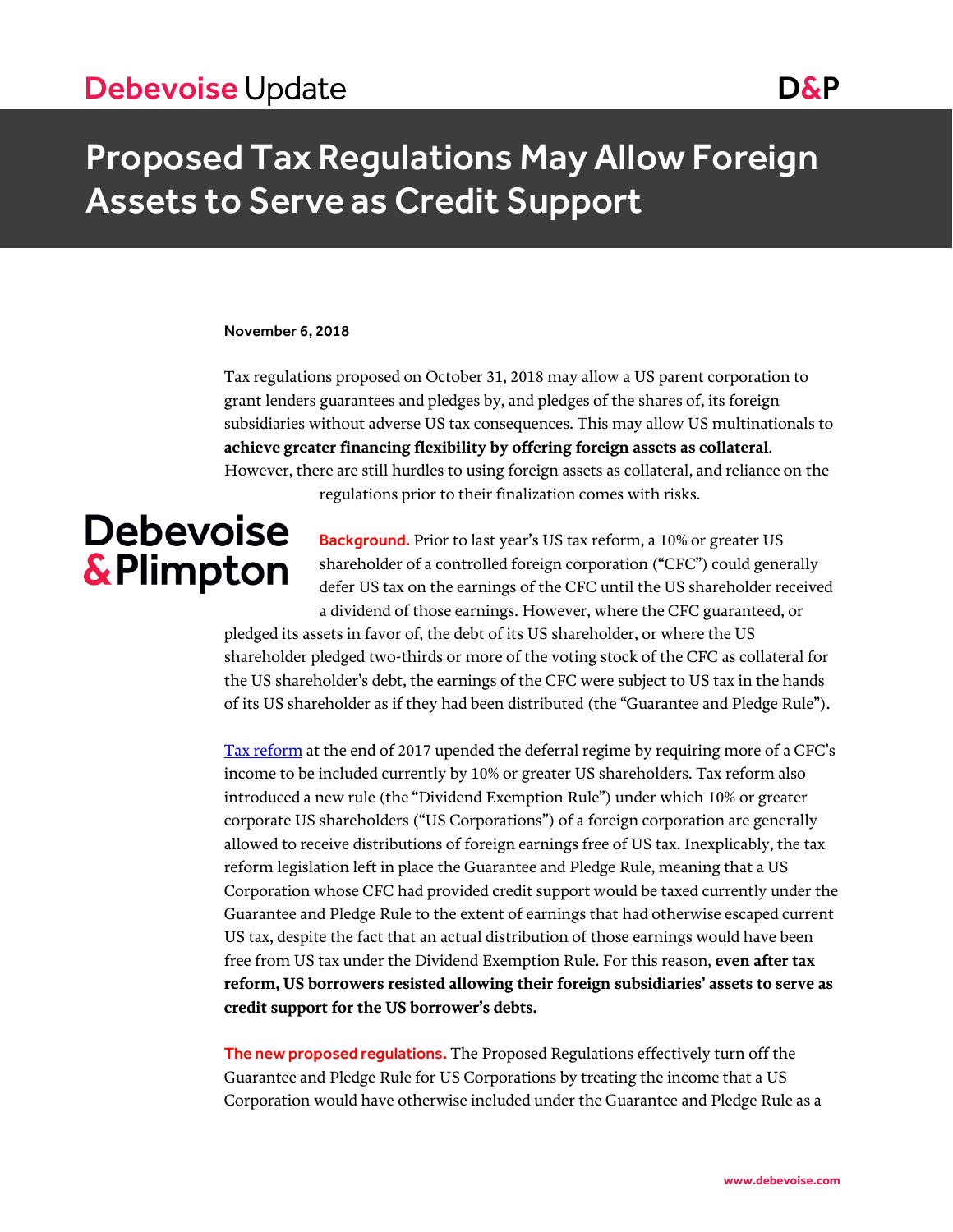Debevoise Update

# Proposed Tax Regulations May Allow Foreign Assets to Serve as Credit Support

**November 6, 2018**

Tax regulations proposed on October 31, 2018 may allow a US parent corporation to grant lenders guarantees and pledges by, and pledges of the shares of, its foreign subsidiaries without adverse US tax consequences. This may allow US multinationals to **achieve greater financing flexibility by offering foreign assets as collateral**. However, there are still hurdles to using foreign assets as collateral, and reliance on the regulations prior to their finalization comes with risks.

**Background.** Prior to last year's US tax reform, a 10% or greater US shareholder of a controlled foreign corporation ("CFC") could generally defer US tax on the earnings of the CFC until the US shareholder received a dividend of those earnings. However, where the CFC guaranteed, or pledged its assets in favor of, the debt of its US shareholder, or where the US shareholder pledged two-thirds or more of the voting stock of the CFC as collateral for the US shareholder's debt, the earnings of the CFC were subject to US tax in the hands of its US shareholder as if they had been distributed (the "Guarantee and Pledge Rule").

Tax reform at the end of 2017 upended the deferral regime by requiring more of a CFC's income to be included currently by 10% or greater US shareholders. Tax reform also introduced a new rule (the "Dividend Exemption Rule") under which 10% or greater corporate US shareholders ("US Corporations") of a foreign corporation are generally allowed to receive distributions of foreign earnings free of US tax. Inexplicably, the tax reform legislation left in place the Guarantee and Pledge Rule, meaning that a US Corporation whose CFC had provided credit support would be taxed currently under the Guarantee and Pledge Rule to the extent of earnings that had otherwise escaped current US tax, despite the fact that an actual distribution of those earnings would have been free from US tax under the Dividend Exemption Rule. For this reason, **even after tax reform, US borrowers resisted allowing their foreign subsidiaries' assets to serve as credit support for the US borrower's debts.**

**The new proposed regulations.** The Proposed Regulations effectively turn off the Guarantee and Pledge Rule for US Corporations by treating the income that a US Corporation would have otherwise included under the Guarantee and Pledge Rule as a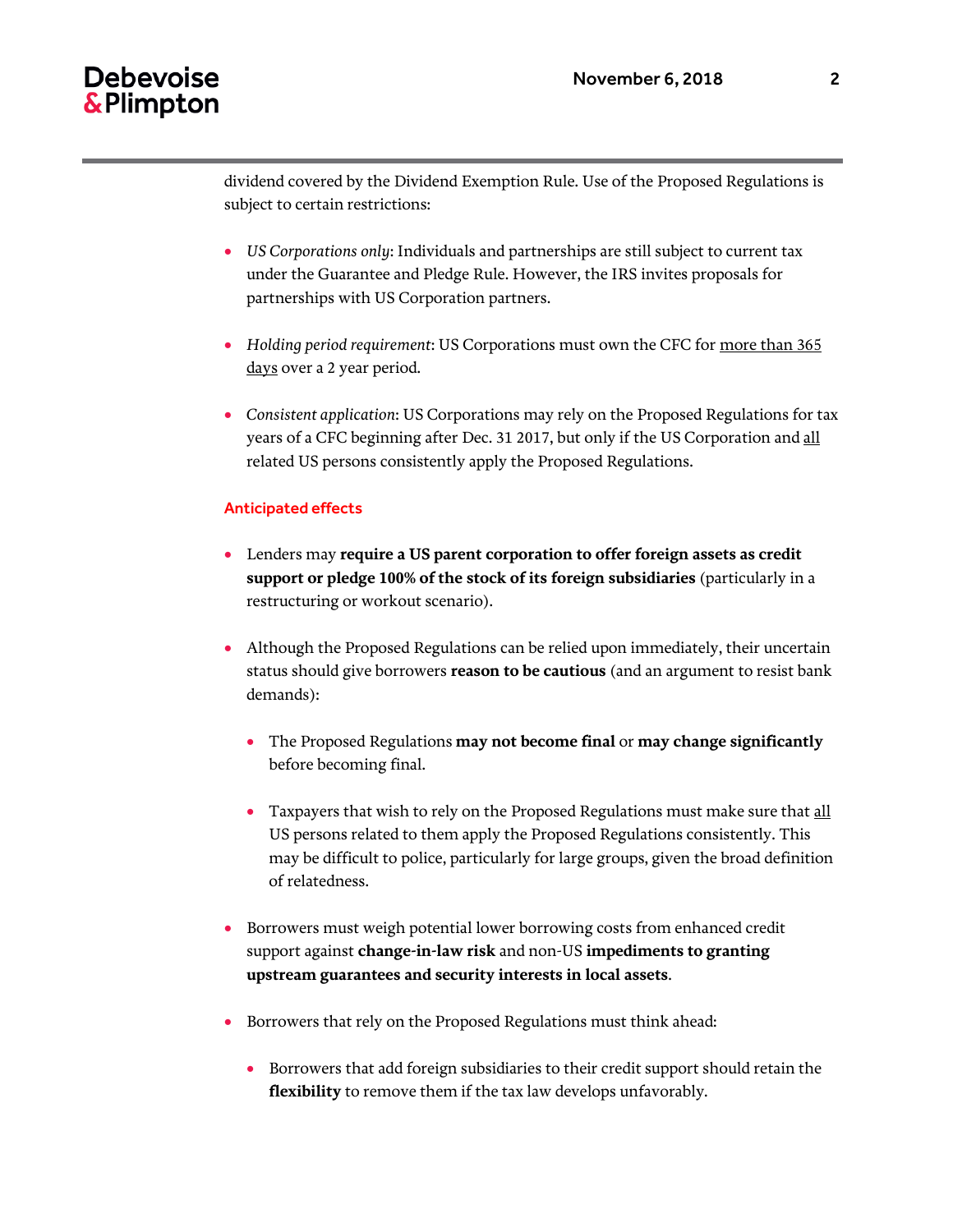dividend covered by the Dividend Exemption Rule. Use of the Proposed Regulations is subject to certain restrictions:

- *US Corporations only*: Individuals and partnerships are still subject to current tax under the Guarantee and Pledge Rule. However, the IRS invites proposals for partnerships with US Corporation partners.

- *Holding period requirement*: US Corporations must own the CFC for more than 365 days over a 2 year period.

- *Consistent application*: US Corporations may rely on the Proposed Regulations for tax years of a CFC beginning after Dec. 31 2017, but only if the US Corporation and all related US persons consistently apply the Proposed Regulations.

## Anticipated effects

- Lenders may **require a US parent corporation to offer foreign assets as credit support or pledge 100% of the stock of its foreign subsidiaries** (particularly in a restructuring or workout scenario).

- Although the Proposed Regulations can be relied upon immediately, their uncertain status should give borrowers **reason to be cautious** (and an argument to resist bank demands):

  - The Proposed Regulations **may not become final** or **may change significantly** before becoming final.

  - Taxpayers that wish to rely on the Proposed Regulations must make sure that all US persons related to them apply the Proposed Regulations consistently. This may be difficult to police, particularly for large groups, given the broad definition of relatedness.

- Borrowers must weigh potential lower borrowing costs from enhanced credit support against **change-in-law risk** and non-US **impediments to granting upstream guarantees and security interests in local assets**.

- Borrowers that rely on the Proposed Regulations must think ahead:

  - Borrowers that add foreign subsidiaries to their credit support should retain the **flexibility** to remove them if the tax law develops unfavorably.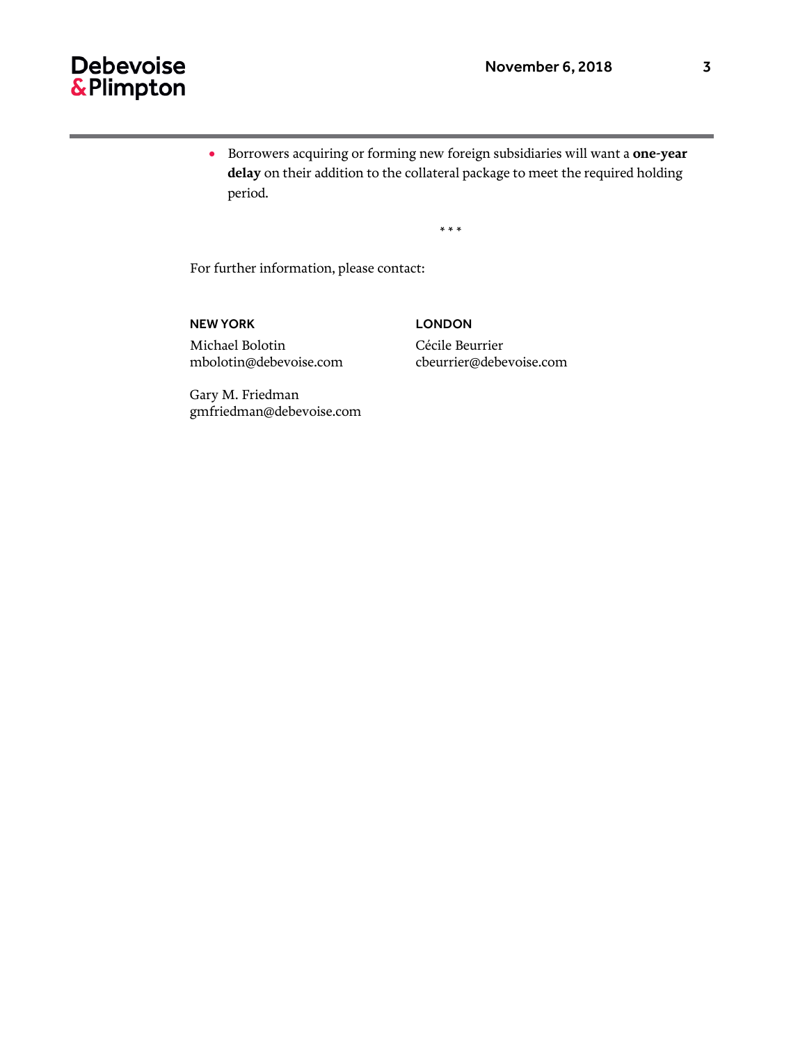- Borrowers acquiring or forming new foreign subsidiaries will want a **one-year delay** on their addition to the collateral package to meet the required holding period.

* * *

For further information, please contact:

**NEW YORK**

Michael Bolotin
mbolotin@debevoise.com

Gary M. Friedman
gmfriedman@debevoise.com

**LONDON**

Cécile Beurrier
cbeurrier@debevoise.com